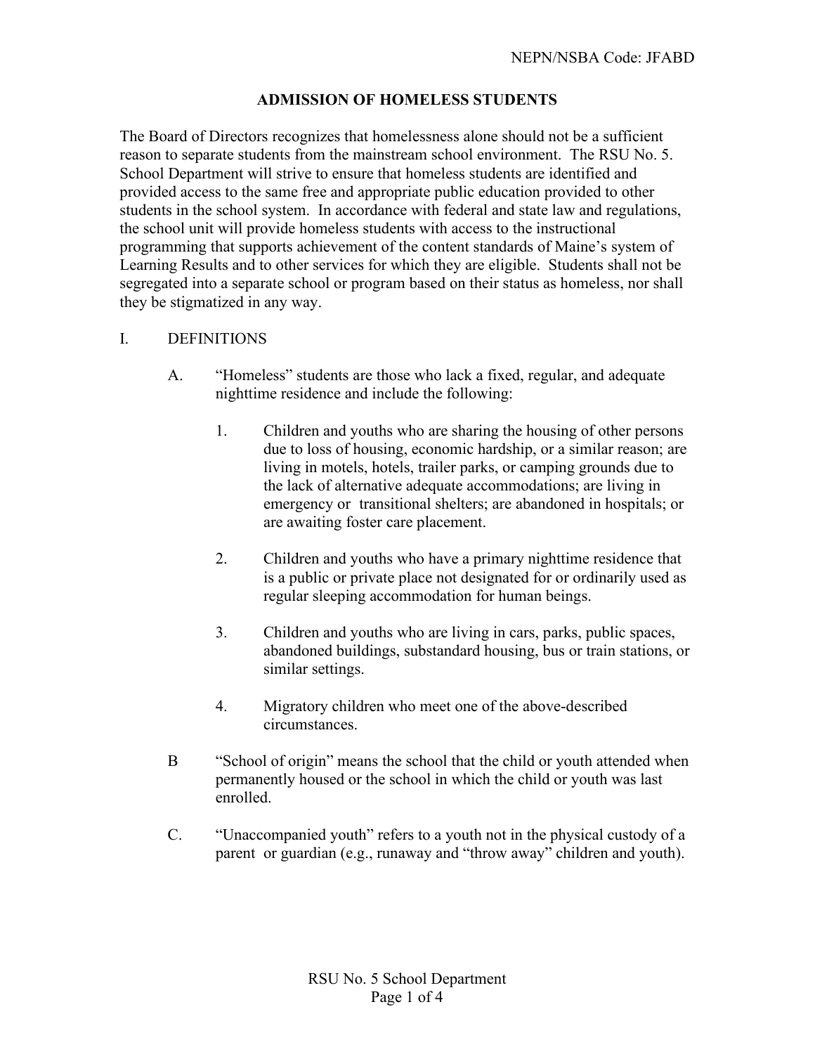NEPN/NSBA Code: JFABD

# ADMISSION OF HOMELESS STUDENTS

The Board of Directors recognizes that homelessness alone should not be a sufficient reason to separate students from the mainstream school environment. The RSU No. 5. School Department will strive to ensure that homeless students are identified and provided access to the same free and appropriate public education provided to other students in the school system. In accordance with federal and state law and regulations, the school unit will provide homeless students with access to the instructional programming that supports achievement of the content standards of Maine's system of Learning Results and to other services for which they are eligible. Students shall not be segregated into a separate school or program based on their status as homeless, nor shall they be stigmatized in any way.

## I. DEFINITIONS

A. "Homeless" students are those who lack a fixed, regular, and adequate nighttime residence and include the following:

1. Children and youths who are sharing the housing of other persons due to loss of housing, economic hardship, or a similar reason; are living in motels, hotels, trailer parks, or camping grounds due to the lack of alternative adequate accommodations; are living in emergency or transitional shelters; are abandoned in hospitals; or are awaiting foster care placement.

2. Children and youths who have a primary nighttime residence that is a public or private place not designated for or ordinarily used as regular sleeping accommodation for human beings.

3. Children and youths who are living in cars, parks, public spaces, abandoned buildings, substandard housing, bus or train stations, or similar settings.

4. Migratory children who meet one of the above-described circumstances.

B "School of origin" means the school that the child or youth attended when permanently housed or the school in which the child or youth was last enrolled.

C. "Unaccompanied youth" refers to a youth not in the physical custody of a parent or guardian (e.g., runaway and "throw away" children and youth).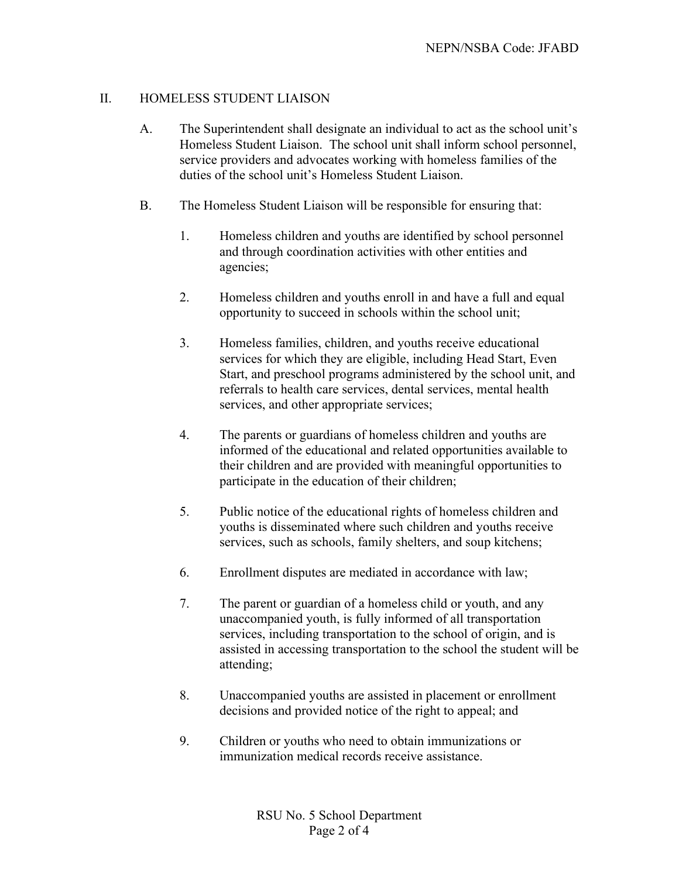## II. HOMELESS STUDENT LIAISON

A. The Superintendent shall designate an individual to act as the school unit's Homeless Student Liaison. The school unit shall inform school personnel, service providers and advocates working with homeless families of the duties of the school unit's Homeless Student Liaison.

B. The Homeless Student Liaison will be responsible for ensuring that:

1. Homeless children and youths are identified by school personnel and through coordination activities with other entities and agencies;

2. Homeless children and youths enroll in and have a full and equal opportunity to succeed in schools within the school unit;

3. Homeless families, children, and youths receive educational services for which they are eligible, including Head Start, Even Start, and preschool programs administered by the school unit, and referrals to health care services, dental services, mental health services, and other appropriate services;

4. The parents or guardians of homeless children and youths are informed of the educational and related opportunities available to their children and are provided with meaningful opportunities to participate in the education of their children;

5. Public notice of the educational rights of homeless children and youths is disseminated where such children and youths receive services, such as schools, family shelters, and soup kitchens;

6. Enrollment disputes are mediated in accordance with law;

7. The parent or guardian of a homeless child or youth, and any unaccompanied youth, is fully informed of all transportation services, including transportation to the school of origin, and is assisted in accessing transportation to the school the student will be attending;

8. Unaccompanied youths are assisted in placement or enrollment decisions and provided notice of the right to appeal; and

9. Children or youths who need to obtain immunizations or immunization medical records receive assistance.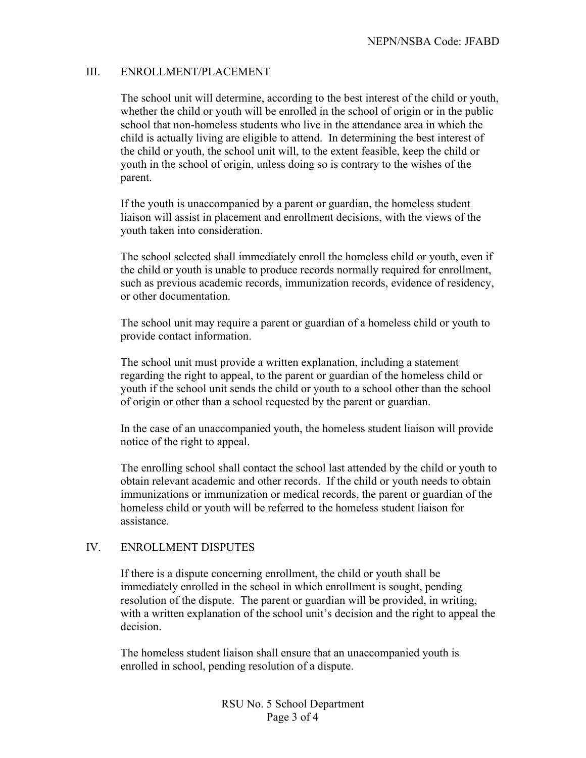## III. ENROLLMENT/PLACEMENT

The school unit will determine, according to the best interest of the child or youth, whether the child or youth will be enrolled in the school of origin or in the public school that non-homeless students who live in the attendance area in which the child is actually living are eligible to attend. In determining the best interest of the child or youth, the school unit will, to the extent feasible, keep the child or youth in the school of origin, unless doing so is contrary to the wishes of the parent.

If the youth is unaccompanied by a parent or guardian, the homeless student liaison will assist in placement and enrollment decisions, with the views of the youth taken into consideration.

The school selected shall immediately enroll the homeless child or youth, even if the child or youth is unable to produce records normally required for enrollment, such as previous academic records, immunization records, evidence of residency, or other documentation.

The school unit may require a parent or guardian of a homeless child or youth to provide contact information.

The school unit must provide a written explanation, including a statement regarding the right to appeal, to the parent or guardian of the homeless child or youth if the school unit sends the child or youth to a school other than the school of origin or other than a school requested by the parent or guardian.

In the case of an unaccompanied youth, the homeless student liaison will provide notice of the right to appeal.

The enrolling school shall contact the school last attended by the child or youth to obtain relevant academic and other records. If the child or youth needs to obtain immunizations or immunization or medical records, the parent or guardian of the homeless child or youth will be referred to the homeless student liaison for assistance.

## IV. ENROLLMENT DISPUTES

If there is a dispute concerning enrollment, the child or youth shall be immediately enrolled in the school in which enrollment is sought, pending resolution of the dispute. The parent or guardian will be provided, in writing, with a written explanation of the school unit's decision and the right to appeal the decision.

The homeless student liaison shall ensure that an unaccompanied youth is enrolled in school, pending resolution of a dispute.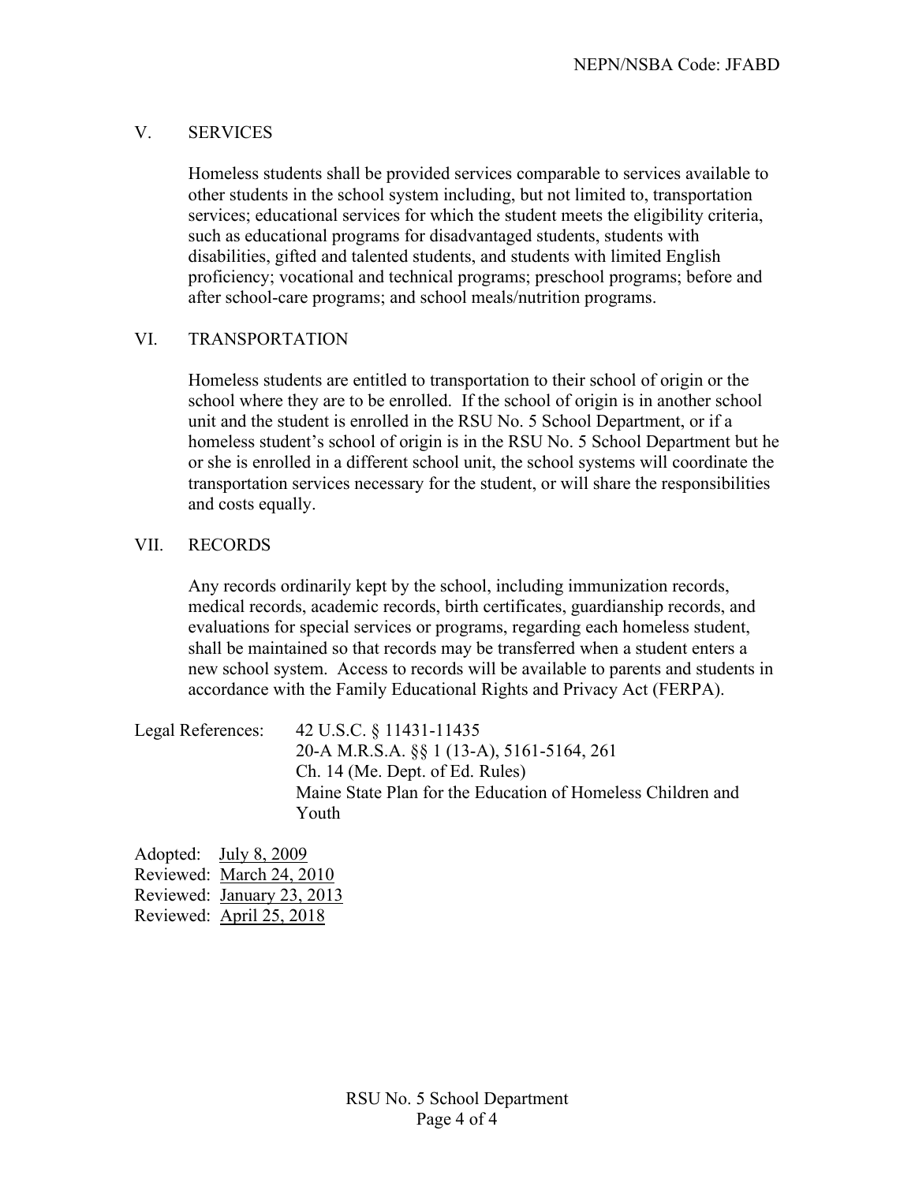## V. SERVICES

Homeless students shall be provided services comparable to services available to other students in the school system including, but not limited to, transportation services; educational services for which the student meets the eligibility criteria, such as educational programs for disadvantaged students, students with disabilities, gifted and talented students, and students with limited English proficiency; vocational and technical programs; preschool programs; before and after school-care programs; and school meals/nutrition programs.

## VI. TRANSPORTATION

Homeless students are entitled to transportation to their school of origin or the school where they are to be enrolled. If the school of origin is in another school unit and the student is enrolled in the RSU No. 5 School Department, or if a homeless student's school of origin is in the RSU No. 5 School Department but he or she is enrolled in a different school unit, the school systems will coordinate the transportation services necessary for the student, or will share the responsibilities and costs equally.

## VII. RECORDS

Any records ordinarily kept by the school, including immunization records, medical records, academic records, birth certificates, guardianship records, and evaluations for special services or programs, regarding each homeless student, shall be maintained so that records may be transferred when a student enters a new school system. Access to records will be available to parents and students in accordance with the Family Educational Rights and Privacy Act (FERPA).

Legal References:
- 42 U.S.C. § 11431-11435
- 20-A M.R.S.A. §§ 1 (13-A), 5161-5164, 261
- Ch. 14 (Me. Dept. of Ed. Rules)
- Maine State Plan for the Education of Homeless Children and Youth

Adopted: July 8, 2009
Reviewed: March 24, 2010
Reviewed: January 23, 2013
Reviewed: April 25, 2018